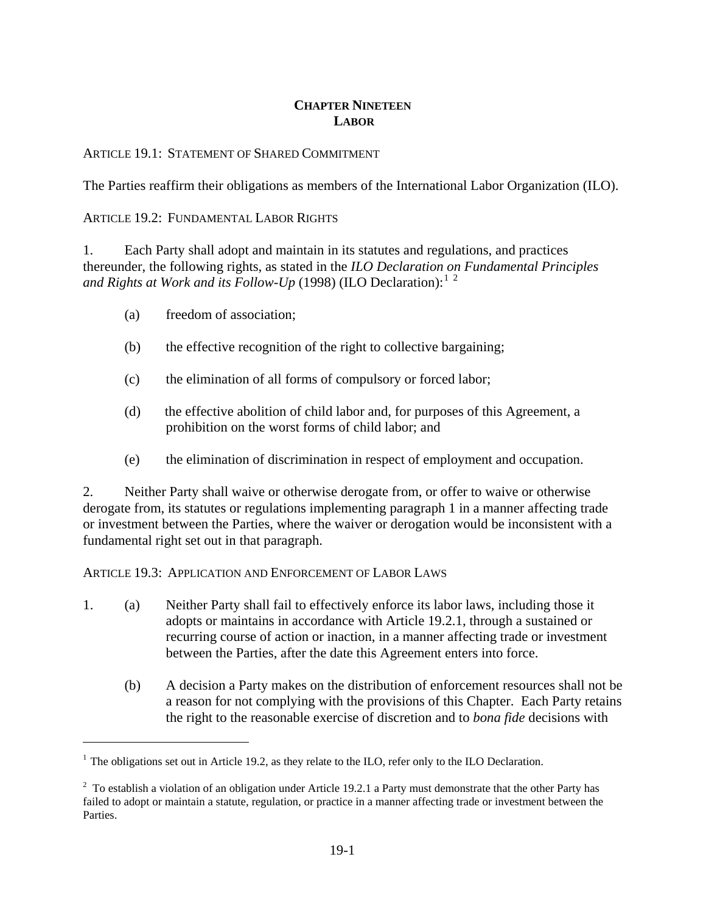# CHAPTER NINETEEN
# LABOR

## ARTICLE 19.1: STATEMENT OF SHARED COMMITMENT

The Parties reaffirm their obligations as members of the International Labor Organization (ILO).

## ARTICLE 19.2: FUNDAMENTAL LABOR RIGHTS

1. Each Party shall adopt and maintain in its statutes and regulations, and practices thereunder, the following rights, as stated in the *ILO Declaration on Fundamental Principles and Rights at Work and its Follow-Up* (1998) (ILO Declaration):[1] [2]

   (a) freedom of association;

   (b) the effective recognition of the right to collective bargaining;

   (c) the elimination of all forms of compulsory or forced labor;

   (d) the effective abolition of child labor and, for purposes of this Agreement, a prohibition on the worst forms of child labor; and

   (e) the elimination of discrimination in respect of employment and occupation.

2. Neither Party shall waive or otherwise derogate from, or offer to waive or otherwise derogate from, its statutes or regulations implementing paragraph 1 in a manner affecting trade or investment between the Parties, where the waiver or derogation would be inconsistent with a fundamental right set out in that paragraph.

## ARTICLE 19.3: APPLICATION AND ENFORCEMENT OF LABOR LAWS

1. (a) Neither Party shall fail to effectively enforce its labor laws, including those it adopts or maintains in accordance with Article 19.2.1, through a sustained or recurring course of action or inaction, in a manner affecting trade or investment between the Parties, after the date this Agreement enters into force.

   (b) A decision a Party makes on the distribution of enforcement resources shall not be a reason for not complying with the provisions of this Chapter. Each Party retains the right to the reasonable exercise of discretion and to *bona fide* decisions with

---

[1] The obligations set out in Article 19.2, as they relate to the ILO, refer only to the ILO Declaration.

[2] To establish a violation of an obligation under Article 19.2.1 a Party must demonstrate that the other Party has failed to adopt or maintain a statute, regulation, or practice in a manner affecting trade or investment between the Parties.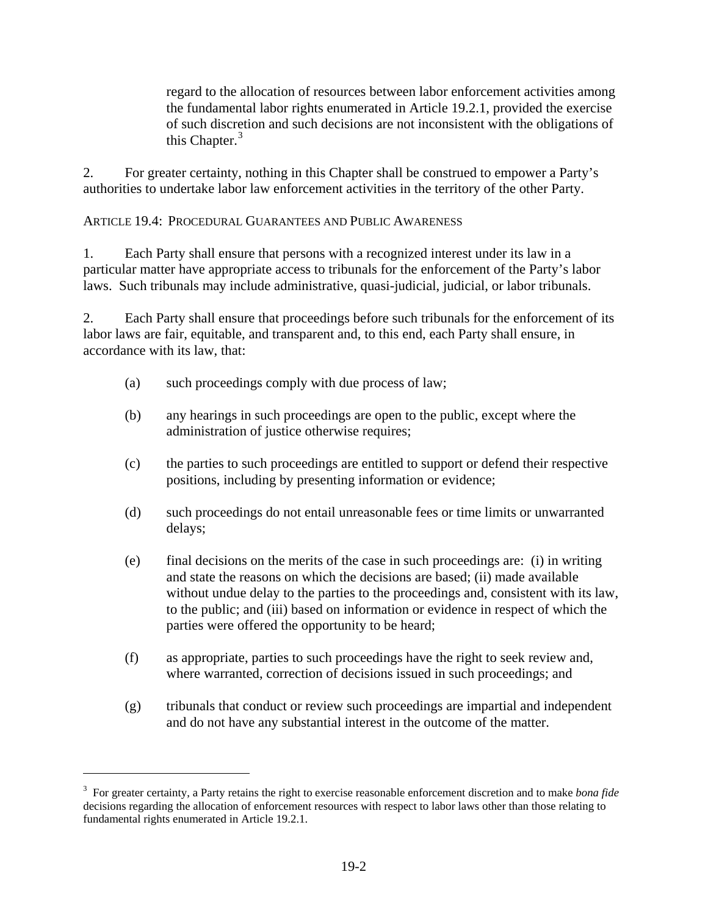regard to the allocation of resources between labor enforcement activities among the fundamental labor rights enumerated in Article 19.2.1, provided the exercise of such discretion and such decisions are not inconsistent with the obligations of this Chapter.[3]

2. For greater certainty, nothing in this Chapter shall be construed to empower a Party's authorities to undertake labor law enforcement activities in the territory of the other Party.

ARTICLE 19.4: PROCEDURAL GUARANTEES AND PUBLIC AWARENESS

1. Each Party shall ensure that persons with a recognized interest under its law in a particular matter have appropriate access to tribunals for the enforcement of the Party's labor laws. Such tribunals may include administrative, quasi-judicial, judicial, or labor tribunals.

2. Each Party shall ensure that proceedings before such tribunals for the enforcement of its labor laws are fair, equitable, and transparent and, to this end, each Party shall ensure, in accordance with its law, that:

(a) such proceedings comply with due process of law;

(b) any hearings in such proceedings are open to the public, except where the administration of justice otherwise requires;

(c) the parties to such proceedings are entitled to support or defend their respective positions, including by presenting information or evidence;

(d) such proceedings do not entail unreasonable fees or time limits or unwarranted delays;

(e) final decisions on the merits of the case in such proceedings are: (i) in writing and state the reasons on which the decisions are based; (ii) made available without undue delay to the parties to the proceedings and, consistent with its law, to the public; and (iii) based on information or evidence in respect of which the parties were offered the opportunity to be heard;

(f) as appropriate, parties to such proceedings have the right to seek review and, where warranted, correction of decisions issued in such proceedings; and

(g) tribunals that conduct or review such proceedings are impartial and independent and do not have any substantial interest in the outcome of the matter.

---

[3] For greater certainty, a Party retains the right to exercise reasonable enforcement discretion and to make *bona fide* decisions regarding the allocation of enforcement resources with respect to labor laws other than those relating to fundamental rights enumerated in Article 19.2.1.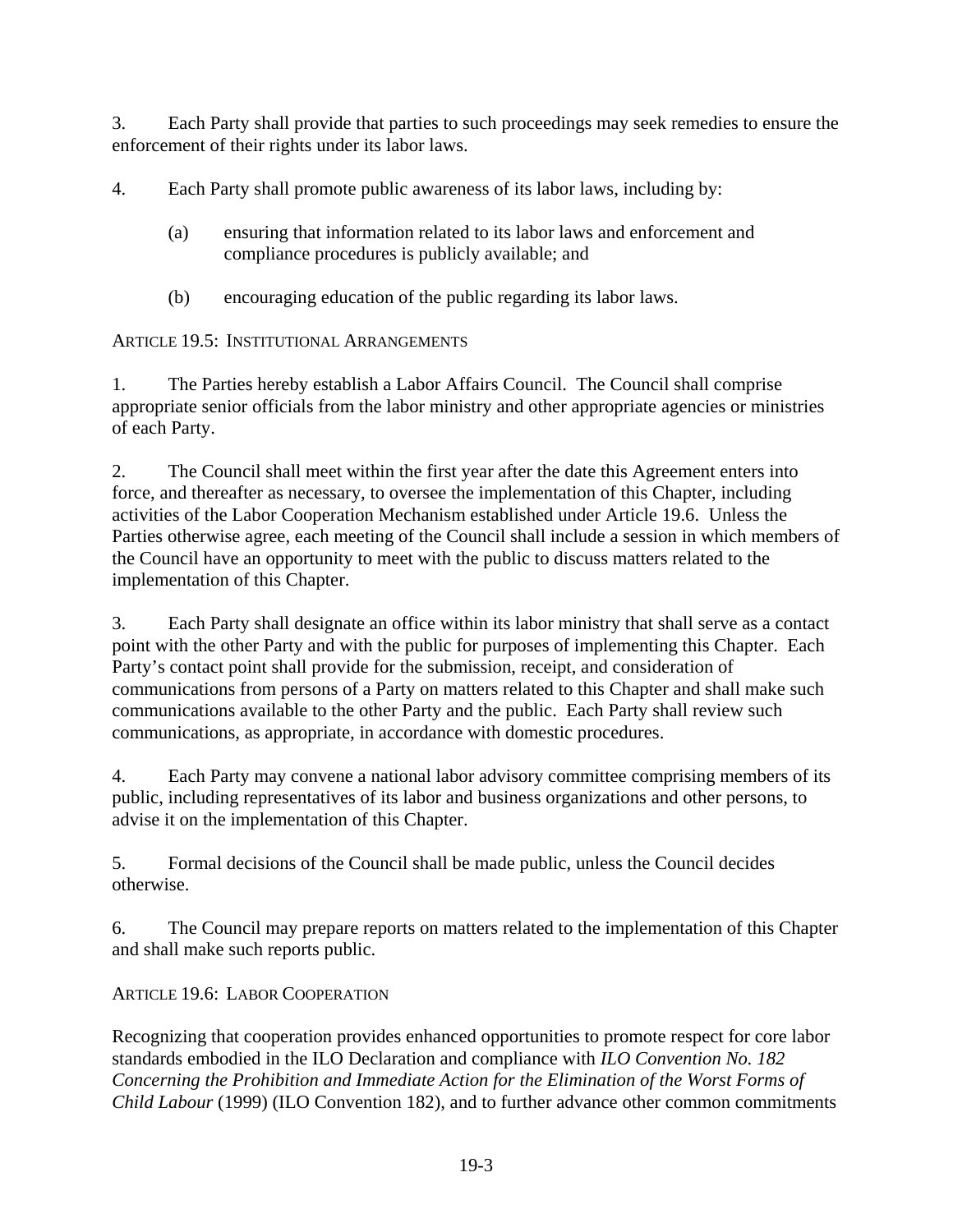3. Each Party shall provide that parties to such proceedings may seek remedies to ensure the enforcement of their rights under its labor laws.

4. Each Party shall promote public awareness of its labor laws, including by:

(a) ensuring that information related to its labor laws and enforcement and compliance procedures is publicly available; and

(b) encouraging education of the public regarding its labor laws.

ARTICLE 19.5: INSTITUTIONAL ARRANGEMENTS

1. The Parties hereby establish a Labor Affairs Council. The Council shall comprise appropriate senior officials from the labor ministry and other appropriate agencies or ministries of each Party.

2. The Council shall meet within the first year after the date this Agreement enters into force, and thereafter as necessary, to oversee the implementation of this Chapter, including activities of the Labor Cooperation Mechanism established under Article 19.6. Unless the Parties otherwise agree, each meeting of the Council shall include a session in which members of the Council have an opportunity to meet with the public to discuss matters related to the implementation of this Chapter.

3. Each Party shall designate an office within its labor ministry that shall serve as a contact point with the other Party and with the public for purposes of implementing this Chapter. Each Party's contact point shall provide for the submission, receipt, and consideration of communications from persons of a Party on matters related to this Chapter and shall make such communications available to the other Party and the public. Each Party shall review such communications, as appropriate, in accordance with domestic procedures.

4. Each Party may convene a national labor advisory committee comprising members of its public, including representatives of its labor and business organizations and other persons, to advise it on the implementation of this Chapter.

5. Formal decisions of the Council shall be made public, unless the Council decides otherwise.

6. The Council may prepare reports on matters related to the implementation of this Chapter and shall make such reports public.

ARTICLE 19.6: LABOR COOPERATION

Recognizing that cooperation provides enhanced opportunities to promote respect for core labor standards embodied in the ILO Declaration and compliance with *ILO Convention No. 182 Concerning the Prohibition and Immediate Action for the Elimination of the Worst Forms of Child Labour* (1999) (ILO Convention 182), and to further advance other common commitments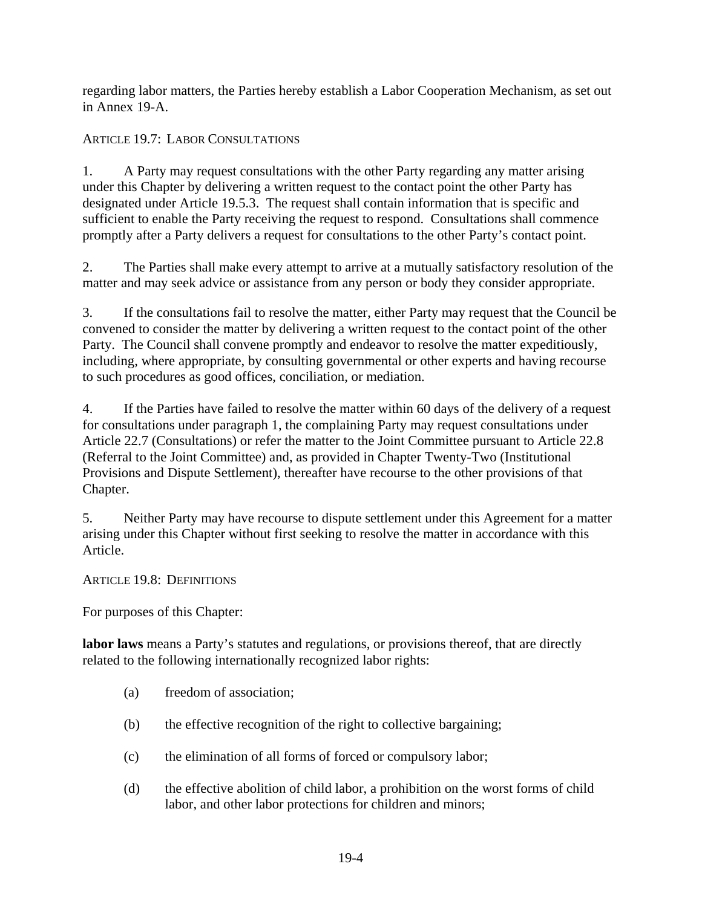regarding labor matters, the Parties hereby establish a Labor Cooperation Mechanism, as set out in Annex 19-A.

### ARTICLE 19.7: LABOR CONSULTATIONS

1. A Party may request consultations with the other Party regarding any matter arising under this Chapter by delivering a written request to the contact point the other Party has designated under Article 19.5.3. The request shall contain information that is specific and sufficient to enable the Party receiving the request to respond. Consultations shall commence promptly after a Party delivers a request for consultations to the other Party's contact point.

2. The Parties shall make every attempt to arrive at a mutually satisfactory resolution of the matter and may seek advice or assistance from any person or body they consider appropriate.

3. If the consultations fail to resolve the matter, either Party may request that the Council be convened to consider the matter by delivering a written request to the contact point of the other Party. The Council shall convene promptly and endeavor to resolve the matter expeditiously, including, where appropriate, by consulting governmental or other experts and having recourse to such procedures as good offices, conciliation, or mediation.

4. If the Parties have failed to resolve the matter within 60 days of the delivery of a request for consultations under paragraph 1, the complaining Party may request consultations under Article 22.7 (Consultations) or refer the matter to the Joint Committee pursuant to Article 22.8 (Referral to the Joint Committee) and, as provided in Chapter Twenty-Two (Institutional Provisions and Dispute Settlement), thereafter have recourse to the other provisions of that Chapter.

5. Neither Party may have recourse to dispute settlement under this Agreement for a matter arising under this Chapter without first seeking to resolve the matter in accordance with this Article.

### ARTICLE 19.8: DEFINITIONS

For purposes of this Chapter:

**labor laws** means a Party's statutes and regulations, or provisions thereof, that are directly related to the following internationally recognized labor rights:

(a) freedom of association;

(b) the effective recognition of the right to collective bargaining;

(c) the elimination of all forms of forced or compulsory labor;

(d) the effective abolition of child labor, a prohibition on the worst forms of child labor, and other labor protections for children and minors;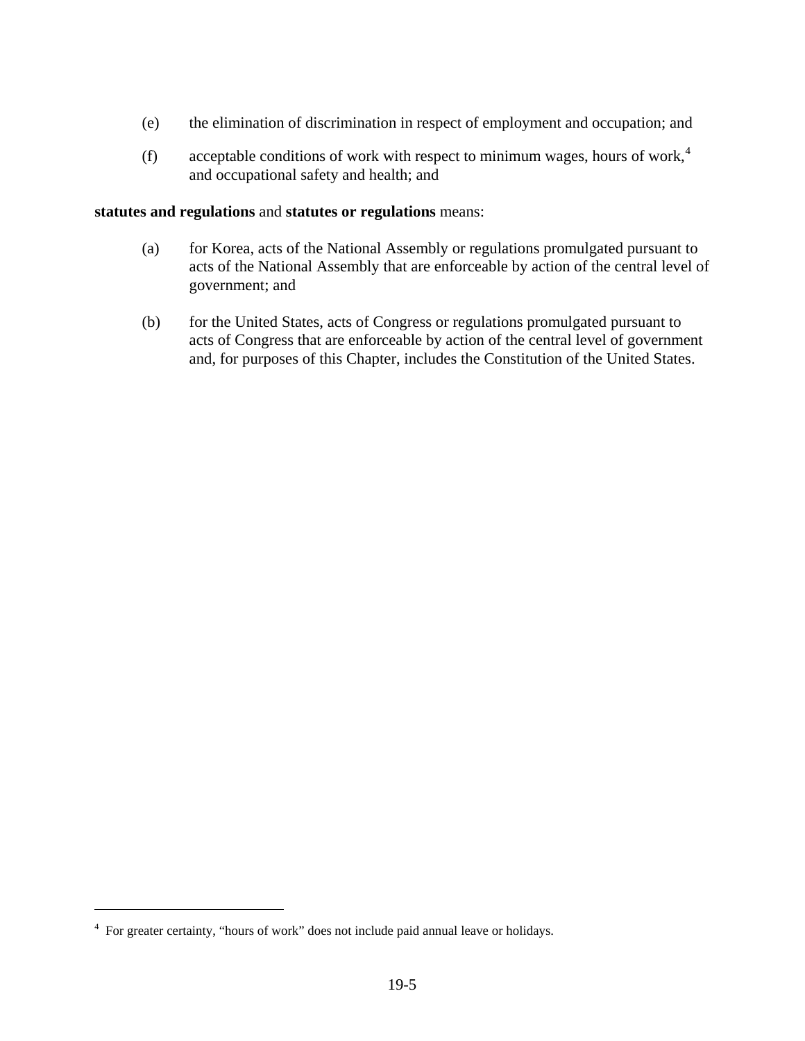(e) the elimination of discrimination in respect of employment and occupation; and

(f) acceptable conditions of work with respect to minimum wages, hours of work,[4] and occupational safety and health; and

**statutes and regulations** and **statutes or regulations** means:

(a) for Korea, acts of the National Assembly or regulations promulgated pursuant to acts of the National Assembly that are enforceable by action of the central level of government; and

(b) for the United States, acts of Congress or regulations promulgated pursuant to acts of Congress that are enforceable by action of the central level of government and, for purposes of this Chapter, includes the Constitution of the United States.

---

[4] For greater certainty, "hours of work" does not include paid annual leave or holidays.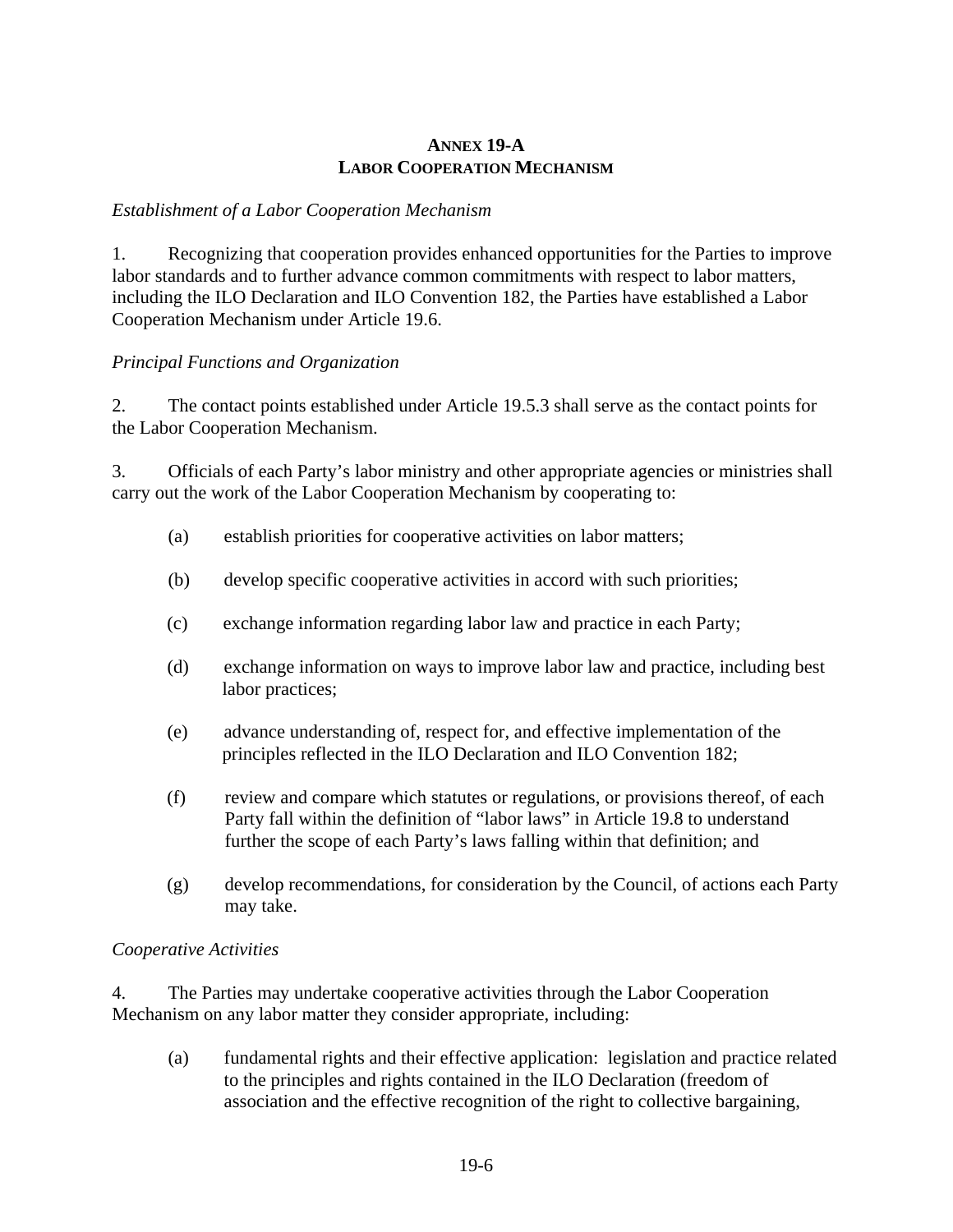## ANNEX 19-A
## LABOR COOPERATION MECHANISM

*Establishment of a Labor Cooperation Mechanism*

1. Recognizing that cooperation provides enhanced opportunities for the Parties to improve labor standards and to further advance common commitments with respect to labor matters, including the ILO Declaration and ILO Convention 182, the Parties have established a Labor Cooperation Mechanism under Article 19.6.

*Principal Functions and Organization*

2. The contact points established under Article 19.5.3 shall serve as the contact points for the Labor Cooperation Mechanism.

3. Officials of each Party's labor ministry and other appropriate agencies or ministries shall carry out the work of the Labor Cooperation Mechanism by cooperating to:

(a) establish priorities for cooperative activities on labor matters;

(b) develop specific cooperative activities in accord with such priorities;

(c) exchange information regarding labor law and practice in each Party;

(d) exchange information on ways to improve labor law and practice, including best labor practices;

(e) advance understanding of, respect for, and effective implementation of the principles reflected in the ILO Declaration and ILO Convention 182;

(f) review and compare which statutes or regulations, or provisions thereof, of each Party fall within the definition of "labor laws" in Article 19.8 to understand further the scope of each Party's laws falling within that definition; and

(g) develop recommendations, for consideration by the Council, of actions each Party may take.

*Cooperative Activities*

4. The Parties may undertake cooperative activities through the Labor Cooperation Mechanism on any labor matter they consider appropriate, including:

(a) fundamental rights and their effective application: legislation and practice related to the principles and rights contained in the ILO Declaration (freedom of association and the effective recognition of the right to collective bargaining,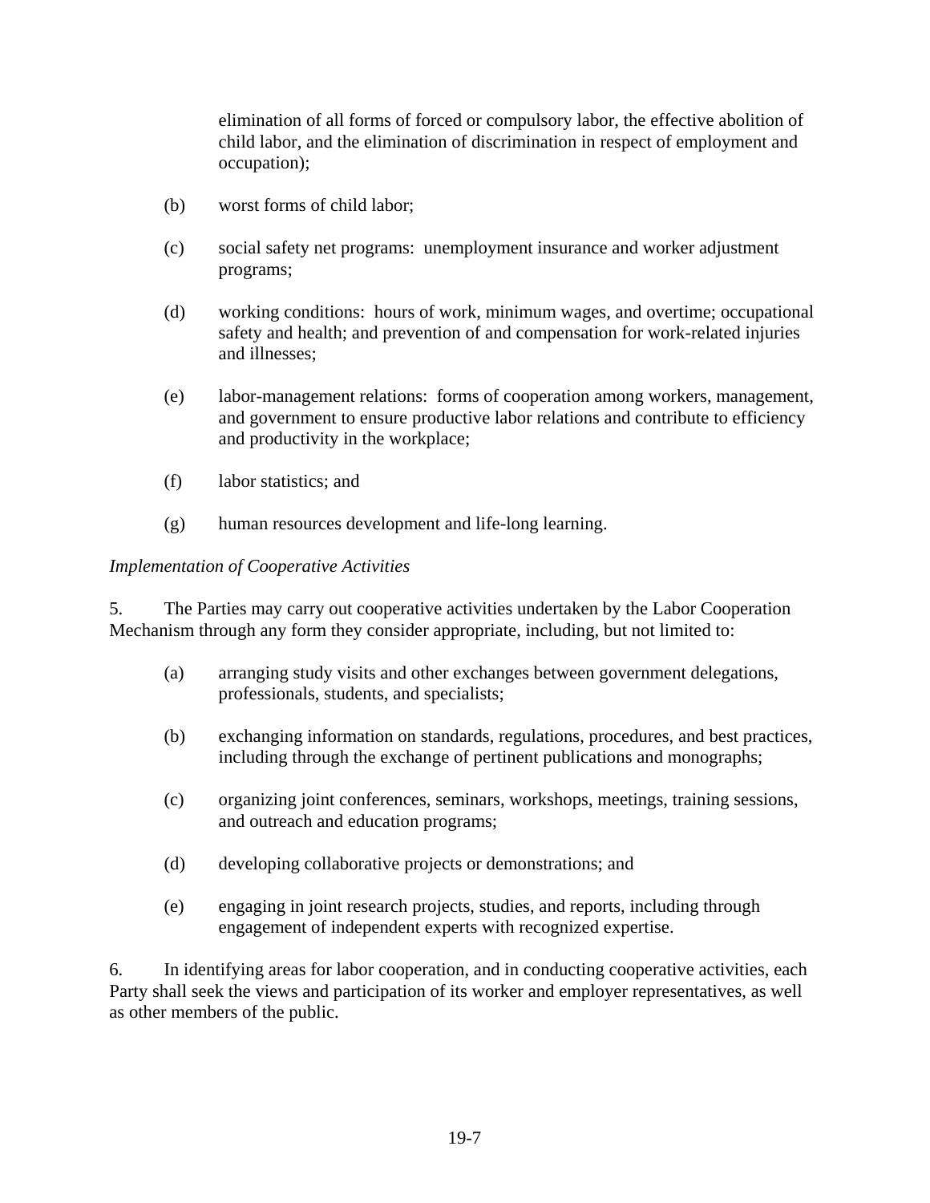elimination of all forms of forced or compulsory labor, the effective abolition of child labor, and the elimination of discrimination in respect of employment and occupation);

(b) worst forms of child labor;

(c) social safety net programs: unemployment insurance and worker adjustment programs;

(d) working conditions: hours of work, minimum wages, and overtime; occupational safety and health; and prevention of and compensation for work-related injuries and illnesses;

(e) labor-management relations: forms of cooperation among workers, management, and government to ensure productive labor relations and contribute to efficiency and productivity in the workplace;

(f) labor statistics; and

(g) human resources development and life-long learning.

*Implementation of Cooperative Activities*

5. The Parties may carry out cooperative activities undertaken by the Labor Cooperation Mechanism through any form they consider appropriate, including, but not limited to:

(a) arranging study visits and other exchanges between government delegations, professionals, students, and specialists;

(b) exchanging information on standards, regulations, procedures, and best practices, including through the exchange of pertinent publications and monographs;

(c) organizing joint conferences, seminars, workshops, meetings, training sessions, and outreach and education programs;

(d) developing collaborative projects or demonstrations; and

(e) engaging in joint research projects, studies, and reports, including through engagement of independent experts with recognized expertise.

6. In identifying areas for labor cooperation, and in conducting cooperative activities, each Party shall seek the views and participation of its worker and employer representatives, as well as other members of the public.